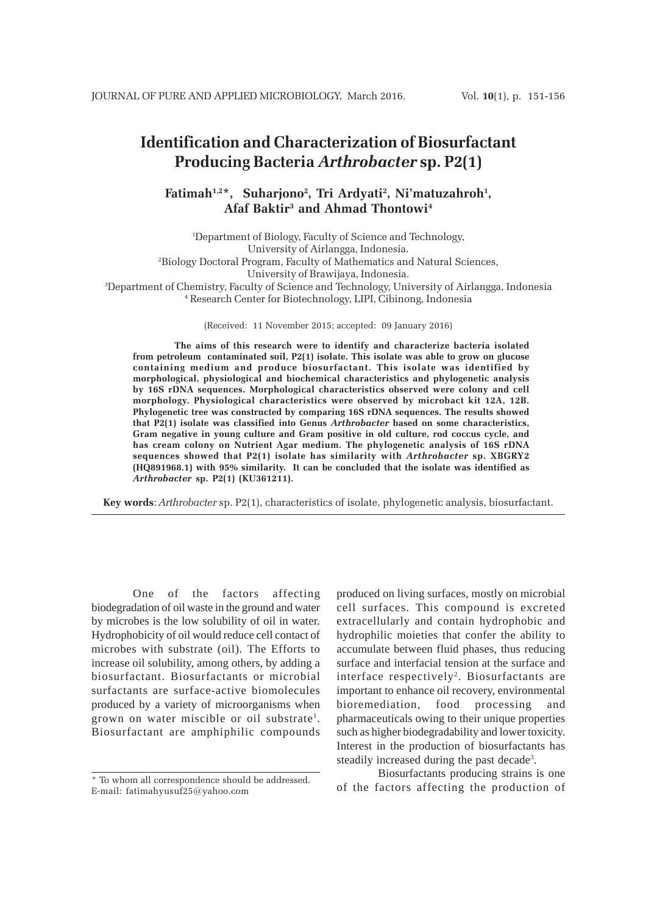# Identification and Characterization of Biosurfactant Producing Bacteria *Arthrobacter* sp. P2(1)

**Fatimah[1,2]\*, Suharjono[2], Tri Ardyati[2], Ni'matuzahroh[1], Afaf Baktir[3] and Ahmad Thontowi[4]**

[1]Department of Biology, Faculty of Science and Technology, University of Airlangga, Indonesia.
[2]Biology Doctoral Program, Faculty of Mathematics and Natural Sciences, University of Brawijaya, Indonesia.
[3]Department of Chemistry, Faculty of Science and Technology, University of Airlangga, Indonesia
[4] Research Center for Biotechnology, LIPI, Cibinong, Indonesia

(Received: 11 November 2015; accepted: 09 January 2016)

**The aims of this research were to identify and characterize bacteria isolated from petroleum contaminated soil, P2(1) isolate. This isolate was able to grow on glucose containing medium and produce biosurfactant. This isolate was identified by morphological, physiological and biochemical characteristics and phylogenetic analysis by 16S rDNA sequences. Morphological characteristics observed were colony and cell morphology. Physiological characteristics were observed by microbact kit 12A, 12B. Phylogenetic tree was constructed by comparing 16S rDNA sequences. The results showed that P2(1) isolate was classified into Genus *Arthrobacter* based on some characteristics, Gram negative in young culture and Gram positive in old culture, rod coccus cycle, and has cream colony on Nutrient Agar medium. The phylogenetic analysis of 16S rDNA sequences showed that P2(1) isolate has similarity with *Arthrobacter* sp. XBGRY2 (HQ891968.1) with 95% similarity. It can be concluded that the isolate was identified as *Arthrobacter* sp. P2(1) (KU361211).**

**Key words**: *Arthrobacter* sp. P2(1), characteristics of isolate, phylogenetic analysis, biosurfactant.

One of the factors affecting biodegradation of oil waste in the ground and water by microbes is the low solubility of oil in water. Hydrophobicity of oil would reduce cell contact of microbes with substrate (oil). The Efforts to increase oil solubility, among others, by adding a biosurfactant. Biosurfactants or microbial surfactants are surface-active biomolecules produced by a variety of microorganisms when grown on water miscible or oil substrate[1]. Biosurfactant are amphiphilic compounds produced on living surfaces, mostly on microbial cell surfaces. This compound is excreted extracellularly and contain hydrophobic and hydrophilic moieties that confer the ability to accumulate between fluid phases, thus reducing surface and interfacial tension at the surface and interface respectively[2]. Biosurfactants are important to enhance oil recovery, environmental bioremediation, food processing and pharmaceuticals owing to their unique properties such as higher biodegradability and lower toxicity. Interest in the production of biosurfactants has steadily increased during the past decade[3].

Biosurfactants producing strains is one of the factors affecting the production of

\* To whom all correspondence should be addressed.
E-mail: fatimahyusuf25@yahoo.com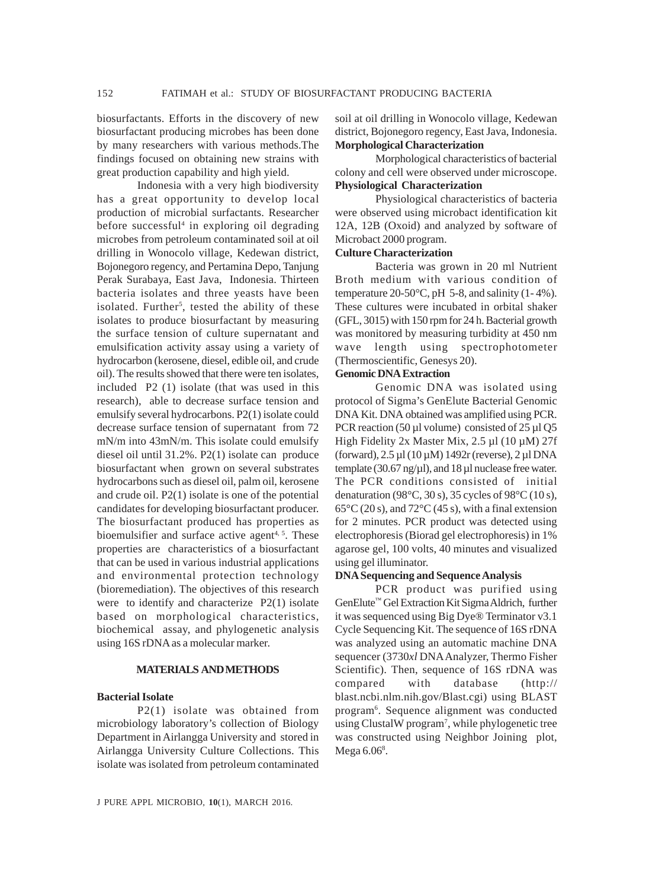biosurfactants. Efforts in the discovery of new biosurfactant producing microbes has been done by many researchers with various methods.The findings focused on obtaining new strains with great production capability and high yield.

Indonesia with a very high biodiversity has a great opportunity to develop local production of microbial surfactants. Researcher before successful[4] in exploring oil degrading microbes from petroleum contaminated soil at oil drilling in Wonocolo village, Kedewan district, Bojonegoro regency, and Pertamina Depo, Tanjung Perak Surabaya, East Java, Indonesia. Thirteen bacteria isolates and three yeasts have been isolated. Further[5], tested the ability of these isolates to produce biosurfactant by measuring the surface tension of culture supernatant and emulsification activity assay using a variety of hydrocarbon (kerosene, diesel, edible oil, and crude oil). The results showed that there were ten isolates, included P2 (1) isolate (that was used in this research), able to decrease surface tension and emulsify several hydrocarbons. P2(1) isolate could decrease surface tension of supernatant from 72 mN/m into 43mN/m. This isolate could emulsify diesel oil until 31.2%. P2(1) isolate can produce biosurfactant when grown on several substrates hydrocarbons such as diesel oil, palm oil, kerosene and crude oil. P2(1) isolate is one of the potential candidates for developing biosurfactant producer. The biosurfactant produced has properties as bioemulsifier and surface active agent[4, 5]. These properties are characteristics of a biosurfactant that can be used in various industrial applications and environmental protection technology (bioremediation). The objectives of this research were to identify and characterize P2(1) isolate based on morphological characteristics, biochemical assay, and phylogenetic analysis using 16S rDNA as a molecular marker.

## MATERIALS AND METHODS

### Bacterial Isolate

P2(1) isolate was obtained from microbiology laboratory's collection of Biology Department in Airlangga University and stored in Airlangga University Culture Collections. This isolate was isolated from petroleum contaminated soil at oil drilling in Wonocolo village, Kedewan district, Bojonegoro regency, East Java, Indonesia.

### Morphological Characterization

Morphological characteristics of bacterial colony and cell were observed under microscope.

### Physiological Characterization

Physiological characteristics of bacteria were observed using microbact identification kit 12A, 12B (Oxoid) and analyzed by software of Microbact 2000 program.

### Culture Characterization

Bacteria was grown in 20 ml Nutrient Broth medium with various condition of temperature 20-50°C, pH 5-8, and salinity (1- 4%). These cultures were incubated in orbital shaker (GFL, 3015) with 150 rpm for 24 h. Bacterial growth was monitored by measuring turbidity at 450 nm wave length using spectrophotometer (Thermoscientific, Genesys 20).

### Genomic DNA Extraction

Genomic DNA was isolated using protocol of Sigma's GenElute Bacterial Genomic DNA Kit. DNA obtained was amplified using PCR. PCR reaction (50 µl volume) consisted of 25 µl Q5 High Fidelity 2x Master Mix, 2.5 µl (10 µM) 27f (forward), 2.5 µl (10 µM) 1492r (reverse), 2 µl DNA template (30.67 ng/µl), and 18 µl nuclease free water. The PCR conditions consisted of initial denaturation (98°C, 30 s), 35 cycles of 98°C (10 s), 65°C (20 s), and 72°C (45 s), with a final extension for 2 minutes. PCR product was detected using electrophoresis (Biorad gel electrophoresis) in 1% agarose gel, 100 volts, 40 minutes and visualized using gel illuminator.

### DNA Sequencing and Sequence Analysis

PCR product was purified using GenElute™ Gel Extraction Kit Sigma Aldrich, further it was sequenced using Big Dye® Terminator v3.1 Cycle Sequencing Kit. The sequence of 16S rDNA was analyzed using an automatic machine DNA sequencer (3730*xl* DNA Analyzer, Thermo Fisher Scientific). Then, sequence of 16S rDNA was compared with database (http://blast.ncbi.nlm.nih.gov/Blast.cgi) using BLAST program[6]. Sequence alignment was conducted using ClustalW program[7], while phylogenetic tree was constructed using Neighbor Joining plot, Mega 6.06[8].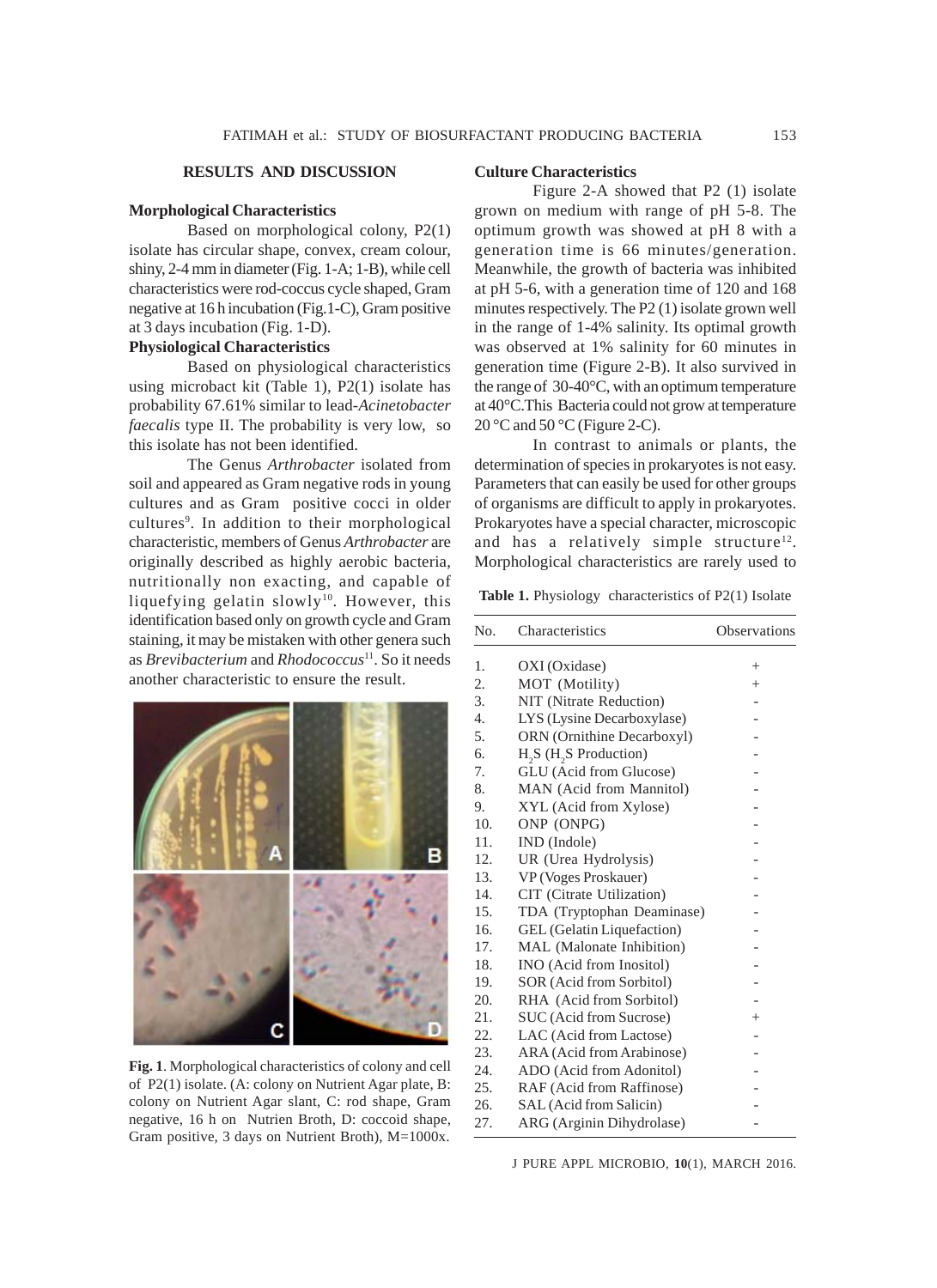## RESULTS AND DISCUSSION

### Morphological Characteristics

Based on morphological colony, P2(1) isolate has circular shape, convex, cream colour, shiny, 2-4 mm in diameter (Fig. 1-A; 1-B), while cell characteristics were rod-coccus cycle shaped, Gram negative at 16 h incubation (Fig.1-C), Gram positive at 3 days incubation (Fig. 1-D).

### Physiological Characteristics

Based on physiological characteristics using microbact kit (Table 1), P2(1) isolate has probability 67.61% similar to lead-*Acinetobacter faecalis* type II. The probability is very low, so this isolate has not been identified.

The Genus *Arthrobacter* isolated from soil and appeared as Gram negative rods in young cultures and as Gram positive cocci in older cultures[9]. In addition to their morphological characteristic, members of Genus *Arthrobacter* are originally described as highly aerobic bacteria, nutritionally non exacting, and capable of liquefying gelatin slowly[10]. However, this identification based only on growth cycle and Gram staining, it may be mistaken with other genera such as *Brevibacterium* and *Rhodococcus*[11]. So it needs another characteristic to ensure the result.

**Fig. 1**. Morphological characteristics of colony and cell of P2(1) isolate. (A: colony on Nutrient Agar plate, B: colony on Nutrient Agar slant, C: rod shape, Gram negative, 16 h on Nutrien Broth, D: coccoid shape, Gram positive, 3 days on Nutrient Broth), M=1000x.

### Culture Characteristics

Figure 2-A showed that P2 (1) isolate grown on medium with range of pH 5-8. The optimum growth was showed at pH 8 with a generation time is 66 minutes/generation. Meanwhile, the growth of bacteria was inhibited at pH 5-6, with a generation time of 120 and 168 minutes respectively. The P2 (1) isolate grown well in the range of 1-4% salinity. Its optimal growth was observed at 1% salinity for 60 minutes in generation time (Figure 2-B). It also survived in the range of 30-40°C, with an optimum temperature at 40°C.This Bacteria could not grow at temperature 20 °C and 50 °C (Figure 2-C).

In contrast to animals or plants, the determination of species in prokaryotes is not easy. Parameters that can easily be used for other groups of organisms are difficult to apply in prokaryotes. Prokaryotes have a special character, microscopic and has a relatively simple structure[12]. Morphological characteristics are rarely used to

**Table 1.** Physiology characteristics of P2(1) Isolate

| No. | Characteristics | Observations |
|---|---|---|
| 1. | OXI (Oxidase) | + |
| 2. | MOT (Motility) | + |
| 3. | NIT (Nitrate Reduction) | - |
| 4. | LYS (Lysine Decarboxylase) | - |
| 5. | ORN (Ornithine Decarboxyl) | - |
| 6. | $H_2S$ ($H_2S$ Production) | - |
| 7. | GLU (Acid from Glucose) | - |
| 8. | MAN (Acid from Mannitol) | - |
| 9. | XYL (Acid from Xylose) | - |
| 10. | ONP (ONPG) | - |
| 11. | IND (Indole) | - |
| 12. | UR (Urea Hydrolysis) | - |
| 13. | VP (Voges Proskauer) | - |
| 14. | CIT (Citrate Utilization) | - |
| 15. | TDA (Tryptophan Deaminase) | - |
| 16. | GEL (Gelatin Liquefaction) | - |
| 17. | MAL (Malonate Inhibition) | - |
| 18. | INO (Acid from Inositol) | - |
| 19. | SOR (Acid from Sorbitol) | - |
| 20. | RHA (Acid from Sorbitol) | - |
| 21. | SUC (Acid from Sucrose) | + |
| 22. | LAC (Acid from Lactose) | - |
| 23. | ARA (Acid from Arabinose) | - |
| 24. | ADO (Acid from Adonitol) | - |
| 25. | RAF (Acid from Raffinose) | - |
| 26. | SAL (Acid from Salicin) | - |
| 27. | ARG (Arginin Dihydrolase) | - |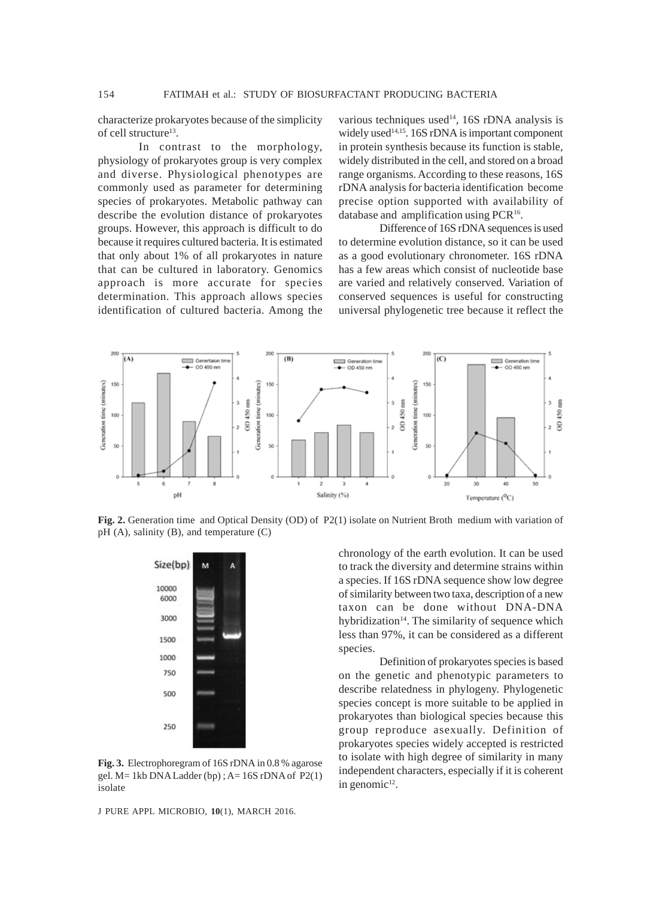characterize prokaryotes because of the simplicity of cell structure[13].

In contrast to the morphology, physiology of prokaryotes group is very complex and diverse. Physiological phenotypes are commonly used as parameter for determining species of prokaryotes. Metabolic pathway can describe the evolution distance of prokaryotes groups. However, this approach is difficult to do because it requires cultured bacteria. It is estimated that only about 1% of all prokaryotes in nature that can be cultured in laboratory. Genomics approach is more accurate for species determination. This approach allows species identification of cultured bacteria. Among the various techniques used[14], 16S rDNA analysis is widely used[14,15]. 16S rDNA is important component in protein synthesis because its function is stable, widely distributed in the cell, and stored on a broad range organisms. According to these reasons, 16S rDNA analysis for bacteria identification become precise option supported with availability of database and amplification using PCR[16].

Difference of 16S rDNA sequences is used to determine evolution distance, so it can be used as a good evolutionary chronometer. 16S rDNA has a few areas which consist of nucleotide base are varied and relatively conserved. Variation of conserved sequences is useful for constructing universal phylogenetic tree because it reflect the chronology of the earth evolution. It can be used to track the diversity and determine strains within a species. If 16S rDNA sequence show low degree of similarity between two taxa, description of a new taxon can be done without DNA-DNA hybridization[14]. The similarity of sequence which less than 97%, it can be considered as a different species.

Definition of prokaryotes species is based on the genetic and phenotypic parameters to describe relatedness in phylogeny. Phylogenetic species concept is more suitable to be applied in prokaryotes than biological species because this group reproduce asexually. Definition of prokaryotes species widely accepted is restricted to isolate with high degree of similarity in many independent characters, especially if it is coherent in genomic[12].

**Fig. 2.** Generation time and Optical Density (OD) of P2(1) isolate on Nutrient Broth medium with variation of pH (A), salinity (B), and temperature (C)

**Fig. 3.** Electrophoregram of 16S rDNA in 0.8 % agarose gel. M= 1kb DNA Ladder (bp) ; A= 16S rDNA of P2(1) isolate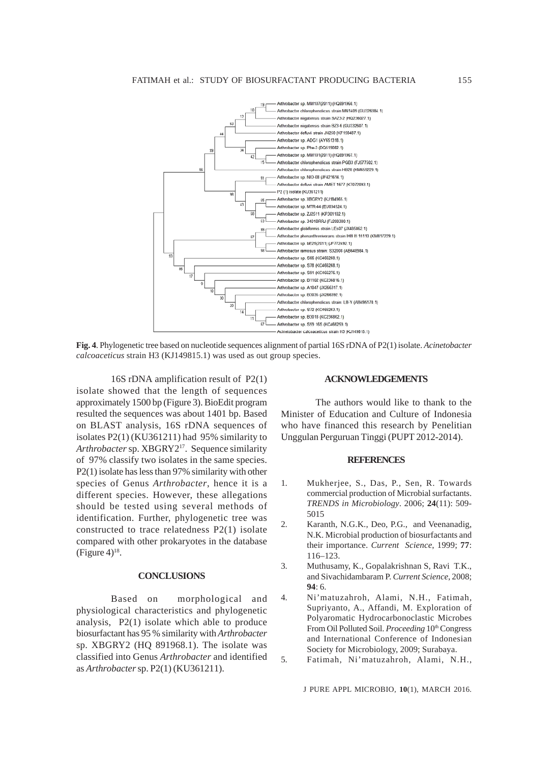**Fig. 4**. Phylogenetic tree based on nucleotide sequences alignment of partial 16S rDNA of P2(1) isolate. *Acinetobacter calcoaceticus* strain H3 (KJ149815.1) was used as out group species.

16S rDNA amplification result of P2(1) isolate showed that the length of sequences approximately 1500 bp (Figure 3). BioEdit program resulted the sequences was about 1401 bp. Based on BLAST analysis, 16S rDNA sequences of isolates P2(1) (KU361211) had 95% similarity to *Arthrobacter* sp. XBGRY2[17]. Sequence similarity of 97% classify two isolates in the same species. P2(1) isolate has less than 97% similarity with other species of Genus *Arthrobacter*, hence it is a different species. However, these allegations should be tested using several methods of identification. Further, phylogenetic tree was constructed to trace relatedness P2(1) isolate compared with other prokaryotes in the database (Figure 4)[18].

## CONCLUSIONS

Based on morphological and physiological characteristics and phylogenetic analysis, P2(1) isolate which able to produce biosurfactant has 95 % similarity with *Arthrobacter* sp. XBGRY2 (HQ 891968.1). The isolate was classified into Genus *Arthrobacter* and identified as *Arthrobacter* sp. P2(1) (KU361211).

## ACKNOWLEDGEMENTS

The authors would like to thank to the Minister of Education and Culture of Indonesia who have financed this research by Penelitian Unggulan Perguruan Tinggi (PUPT 2012-2014).

## REFERENCES

1. Mukherjee, S., Das, P., Sen, R. Towards commercial production of Microbial surfactants. *TRENDS in Microbiology*. 2006; **24**(11): 509-5015
2. Karanth, N.G.K., Deo, P.G., and Veenanadig, N.K. Microbial production of biosurfactants and their importance. *Current Science*, 1999; **77**: 116–123.
3. Muthusamy, K., Gopalakrishnan S, Ravi T.K., and Sivachidambaram P. *Current Science*, 2008; **94**: 6.
4. Ni'matuzahroh, Alami, N.H., Fatimah, Supriyanto, A., Affandi, M. Exploration of Polyaromatic Hydrocarbonoclastic Microbes From Oil Polluted Soil. *Proceeding* 10th Congress and International Conference of Indonesian Society for Microbiology, 2009; Surabaya.
5. Fatimah, Ni'matuzahroh, Alami, N.H.,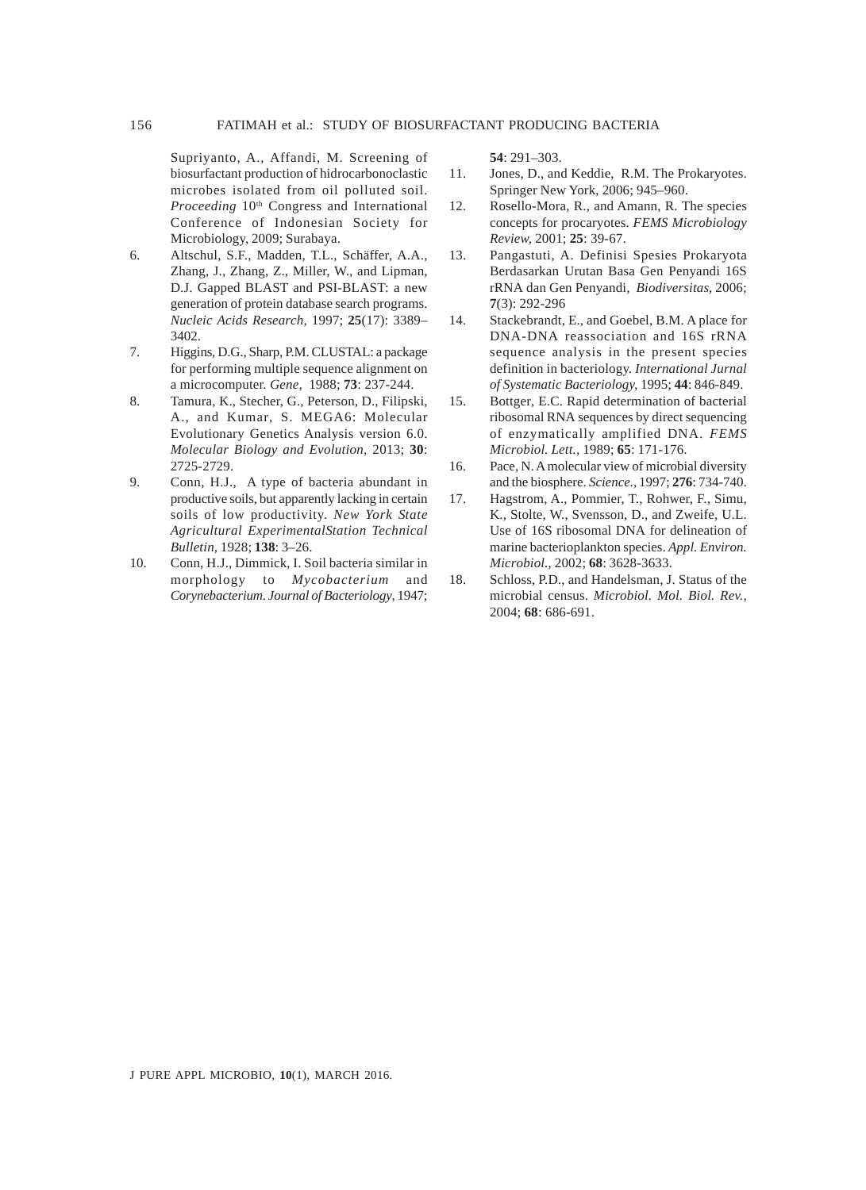Supriyanto, A., Affandi, M. Screening of biosurfactant production of hidrocarbonoclastic microbes isolated from oil polluted soil. *Proceeding* 10th Congress and International Conference of Indonesian Society for Microbiology, 2009; Surabaya.

6. Altschul, S.F., Madden, T.L., Schäffer, A.A., Zhang, J., Zhang, Z., Miller, W., and Lipman, D.J. Gapped BLAST and PSI-BLAST: a new generation of protein database search programs. *Nucleic Acids Research*, 1997; **25**(17): 3389–3402.
7. Higgins, D.G., Sharp, P.M. CLUSTAL: a package for performing multiple sequence alignment on a microcomputer. *Gene*, 1988; **73**: 237-244.
8. Tamura, K., Stecher, G., Peterson, D., Filipski, A., and Kumar, S. MEGA6: Molecular Evolutionary Genetics Analysis version 6.0. *Molecular Biology and Evolution*, 2013; **30**: 2725-2729.
9. Conn, H.J., A type of bacteria abundant in productive soils, but apparently lacking in certain soils of low productivity. *New York State Agricultural ExperimentalStation Technical Bulletin*, 1928; **138**: 3–26.
10. Conn, H.J., Dimmick, I. Soil bacteria similar in morphology to *Mycobacterium* and *Corynebacterium*. *Journal of Bacteriology*, 1947; **54**: 291–303.
11. Jones, D., and Keddie, R.M. The Prokaryotes. Springer New York, 2006; 945–960.
12. Rosello-Mora, R., and Amann, R. The species concepts for procaryotes. *FEMS Microbiology Review*, 2001; **25**: 39-67.
13. Pangastuti, A. Definisi Spesies Prokaryota Berdasarkan Urutan Basa Gen Penyandi 16S rRNA dan Gen Penyandi, *Biodiversitas*, 2006; **7**(3): 292-296
14. Stackebrandt, E., and Goebel, B.M. A place for DNA-DNA reassociation and 16S rRNA sequence analysis in the present species definition in bacteriology. *International Jurnal of Systematic Bacteriology*, 1995; **44**: 846-849.
15. Bottger, E.C. Rapid determination of bacterial ribosomal RNA sequences by direct sequencing of enzymatically amplified DNA. *FEMS Microbiol. Lett.*, 1989; **65**: 171-176.
16. Pace, N. A molecular view of microbial diversity and the biosphere. *Science.*, 1997; **276**: 734-740.
17. Hagstrom, A., Pommier, T., Rohwer, F., Simu, K., Stolte, W., Svensson, D., and Zweife, U.L. Use of 16S ribosomal DNA for delineation of marine bacterioplankton species. *Appl. Environ. Microbiol.*, 2002; **68**: 3628-3633.
18. Schloss, P.D., and Handelsman, J. Status of the microbial census. *Microbiol. Mol. Biol. Rev.*, 2004; **68**: 686-691.